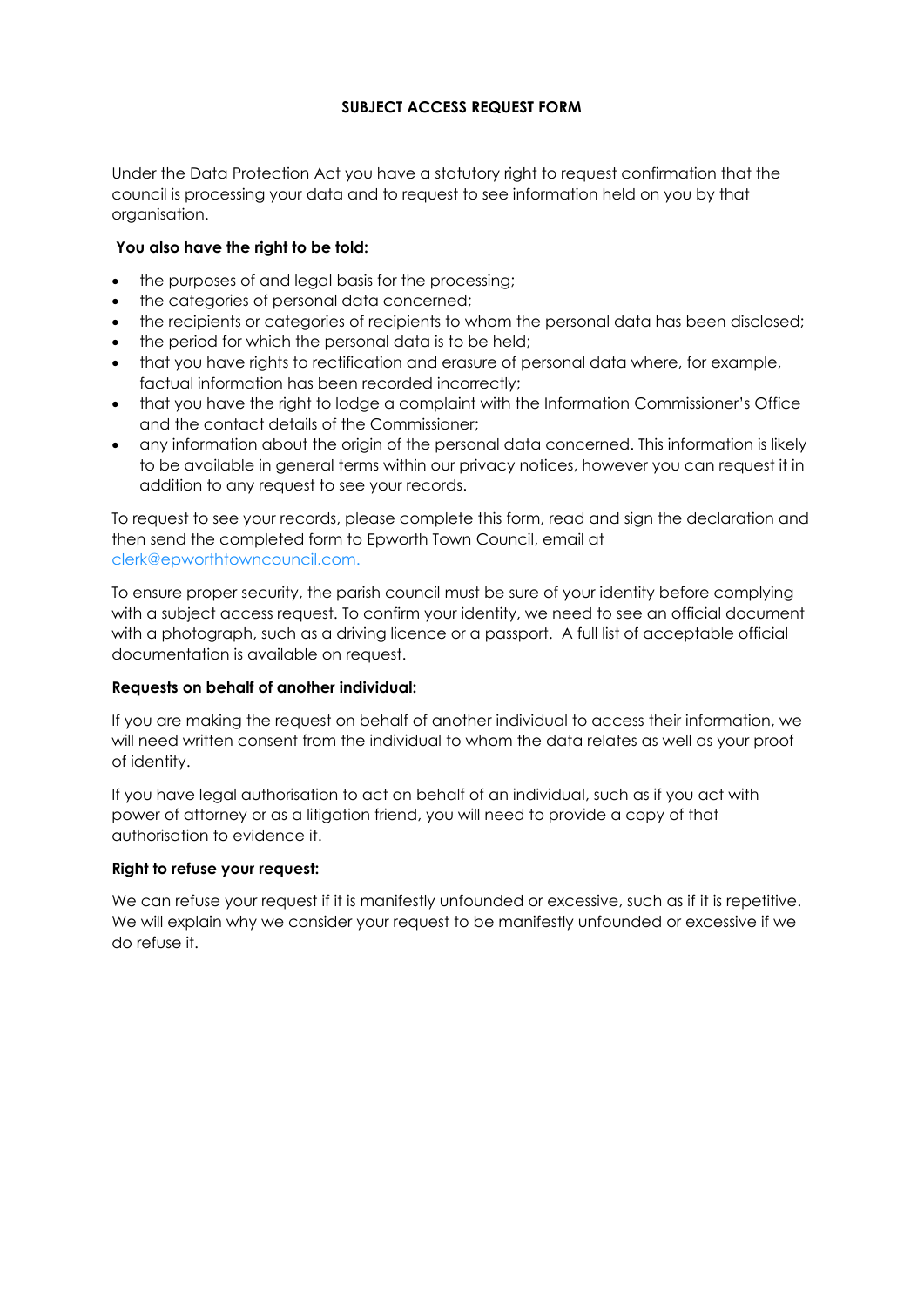# SUBJECT ACCESS REQUEST FORM

Under the Data Protection Act you have a statutory right to request confirmation that the council is processing your data and to request to see information held on you by that organisation.

**You also have the right to be told:**

- the purposes of and legal basis for the processing;
- the categories of personal data concerned;
- the recipients or categories of recipients to whom the personal data has been disclosed;
- the period for which the personal data is to be held;
- that you have rights to rectification and erasure of personal data where, for example, factual information has been recorded incorrectly;
- that you have the right to lodge a complaint with the Information Commissioner's Office and the contact details of the Commissioner;
- any information about the origin of the personal data concerned. This information is likely to be available in general terms within our privacy notices, however you can request it in addition to any request to see your records.

To request to see your records, please complete this form, read and sign the declaration and then send the completed form to Epworth Town Council, email at clerk@epworthtowncouncil.com.

To ensure proper security, the parish council must be sure of your identity before complying with a subject access request. To confirm your identity, we need to see an official document with a photograph, such as a driving licence or a passport. A full list of acceptable official documentation is available on request.

**Requests on behalf of another individual:**

If you are making the request on behalf of another individual to access their information, we will need written consent from the individual to whom the data relates as well as your proof of identity.

If you have legal authorisation to act on behalf of an individual, such as if you act with power of attorney or as a litigation friend, you will need to provide a copy of that authorisation to evidence it.

**Right to refuse your request:**

We can refuse your request if it is manifestly unfounded or excessive, such as if it is repetitive. We will explain why we consider your request to be manifestly unfounded or excessive if we do refuse it.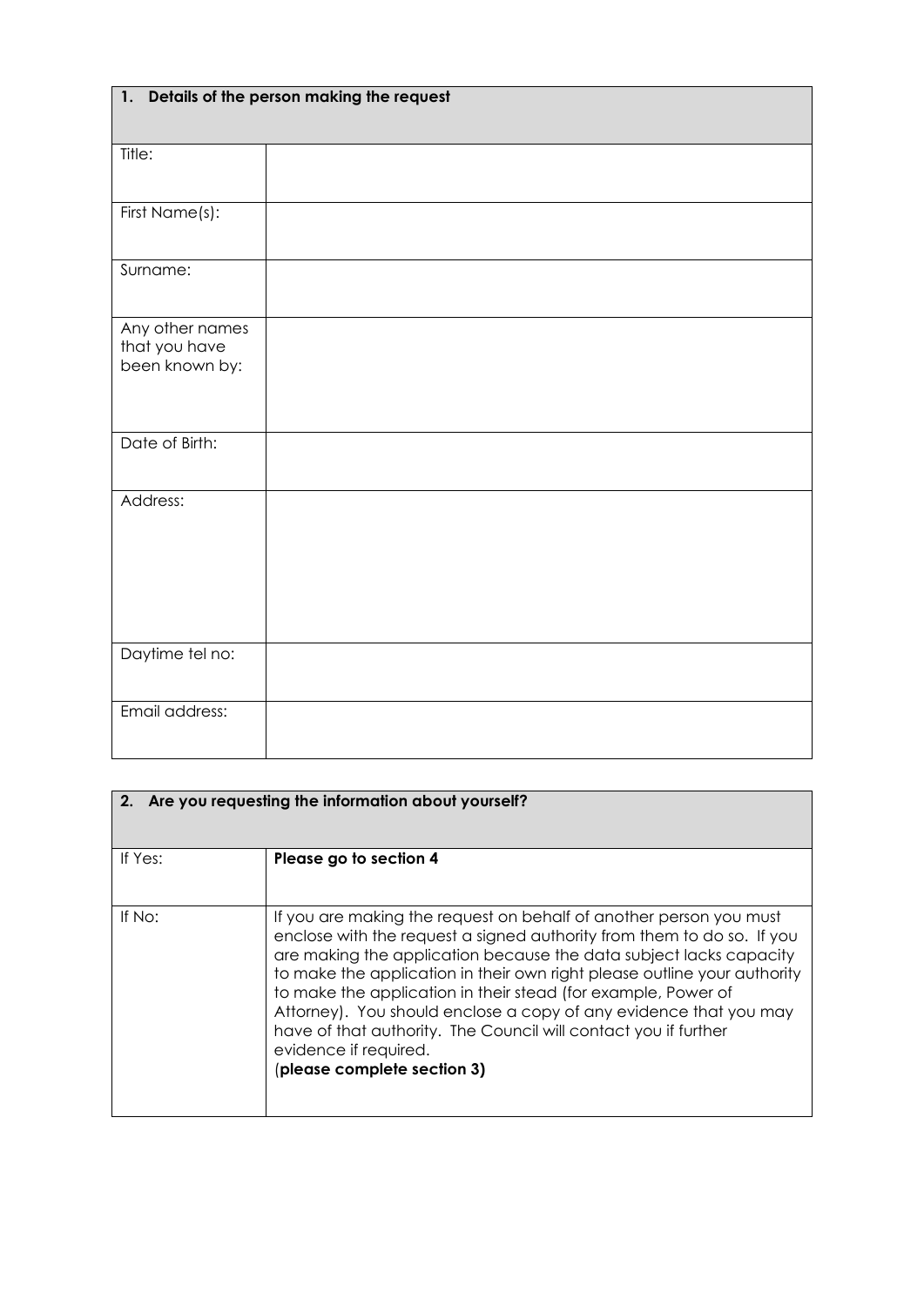| 1. Details of the person making the request | |
|---|---|
| Title: | |
| First Name(s): | |
| Surname: | |
| Any other names that you have been known by: | |
| Date of Birth: | |
| Address: | |
| Daytime tel no: | |
| Email address: | |

| 2. Are you requesting the information about yourself? | |
|---|---|
| If Yes: | **Please go to section 4** |
| If No: | If you are making the request on behalf of another person you must enclose with the request a signed authority from them to do so. If you are making the application because the data subject lacks capacity to make the application in their own right please outline your authority to make the application in their stead (for example, Power of Attorney). You should enclose a copy of any evidence that you may have of that authority. The Council will contact you if further evidence if required. (**please complete section 3)** |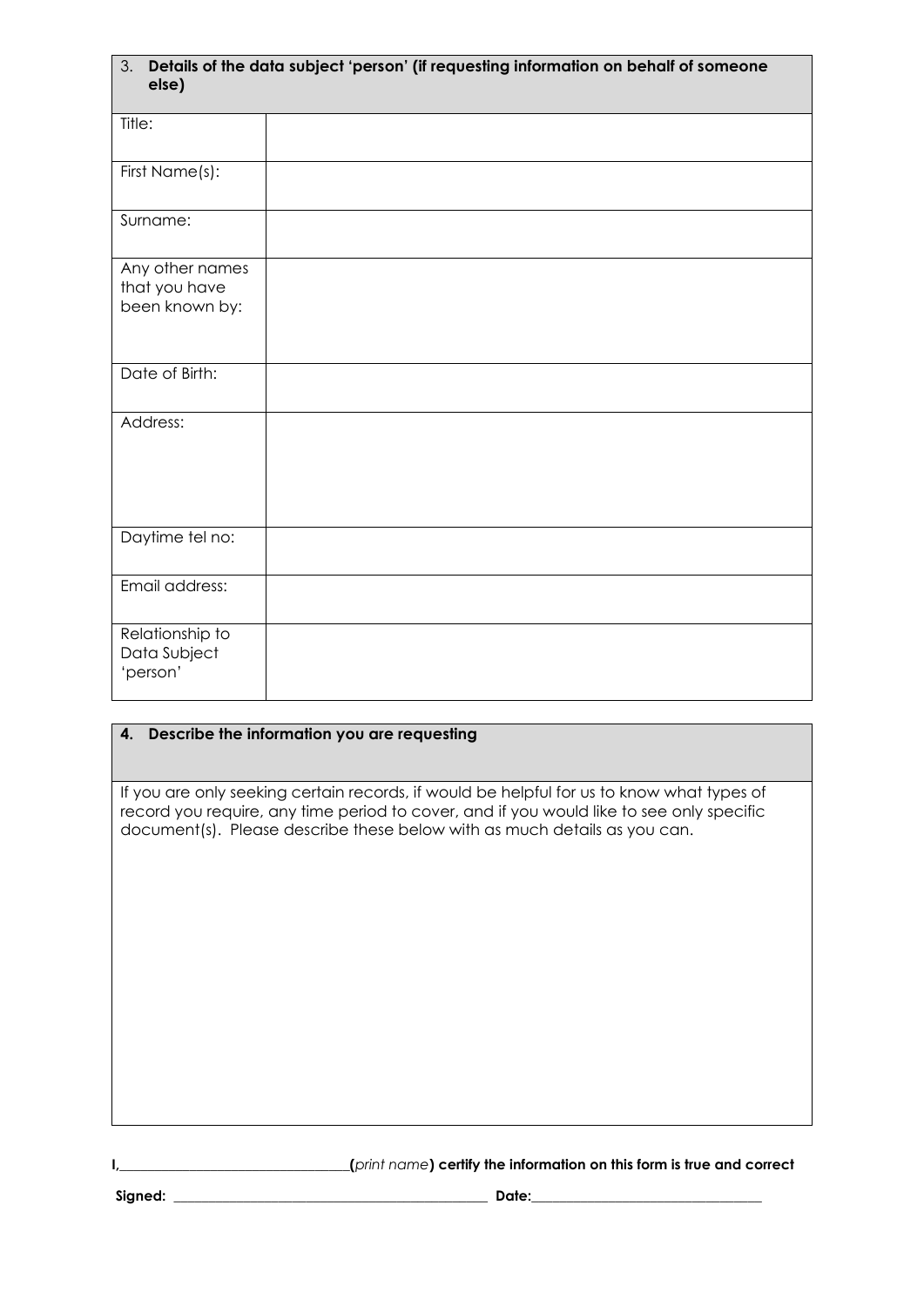| 3. **Details of the data subject 'person' (if requesting information on behalf of someone else)** | |
|---|---|
| Title: | |
| First Name(s): | |
| Surname: | |
| Any other names that you have been known by: | |
| Date of Birth: | |
| Address: | |
| Daytime tel no: | |
| Email address: | |
| Relationship to Data Subject 'person' | |

| **4. Describe the information you are requesting** |
|---|
| If you are only seeking certain records, if would be helpful for us to know what types of record you require, any time period to cover, and if you would like to see only specific document(s). Please describe these below with as much details as you can. |

**I,\_\_\_\_\_\_\_\_\_\_\_\_\_\_\_\_\_\_\_\_\_\_\_\_\_\_\_\_\_\_(***print name***) certify the information on this form is true and correct**

**Signed:** \_\_\_\_\_\_\_\_\_\_\_\_\_\_\_\_\_\_\_\_\_\_\_\_\_\_\_\_\_\_\_\_\_\_\_\_\_\_\_\_\_\_\_ **Date:**\_\_\_\_\_\_\_\_\_\_\_\_\_\_\_\_\_\_\_\_\_\_\_\_\_\_\_\_\_\_\_